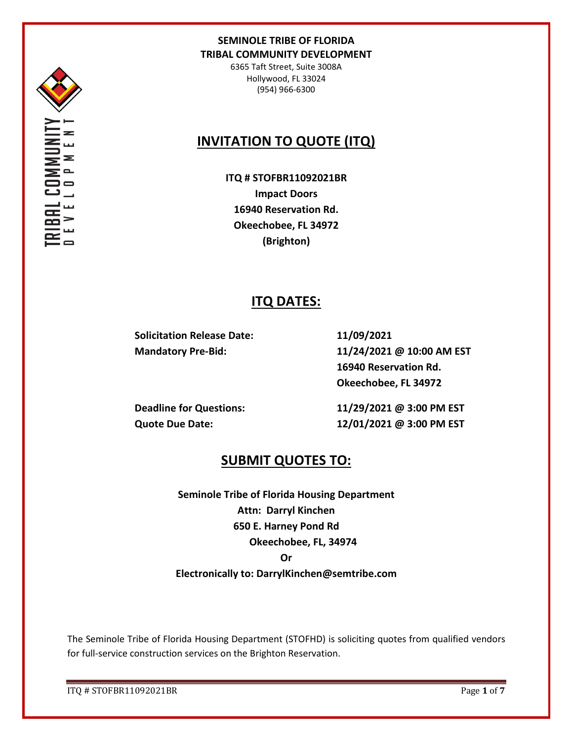**SEMINOLE TRIBE OF FLORIDA**
**TRIBAL COMMUNITY DEVELOPMENT**
6365 Taft Street, Suite 3008A
Hollywood, FL 33024
(954) 966-6300

# INVITATION TO QUOTE (ITQ)

**ITQ # STOFBR11092021BR**
**Impact Doors**
**16940 Reservation Rd.**
**Okeechobee, FL 34972**
**(Brighton)**

## ITQ DATES:

| | |
|---|---|
| **Solicitation Release Date:** | **11/09/2021** |
| **Mandatory Pre-Bid:** | **11/24/2021 @ 10:00 AM EST**<br>**16940 Reservation Rd.**<br>**Okeechobee, FL 34972** |
| **Deadline for Questions:** | **11/29/2021 @ 3:00 PM EST** |
| **Quote Due Date:** | **12/01/2021 @ 3:00 PM EST** |

## SUBMIT QUOTES TO:

**Seminole Tribe of Florida Housing Department**
**Attn: Darryl Kinchen**
**650 E. Harney Pond Rd**
**Okeechobee, FL, 34974**
**Or**
**Electronically to: DarrylKinchen@semtribe.com**

The Seminole Tribe of Florida Housing Department (STOFHD) is soliciting quotes from qualified vendors for full-service construction services on the Brighton Reservation.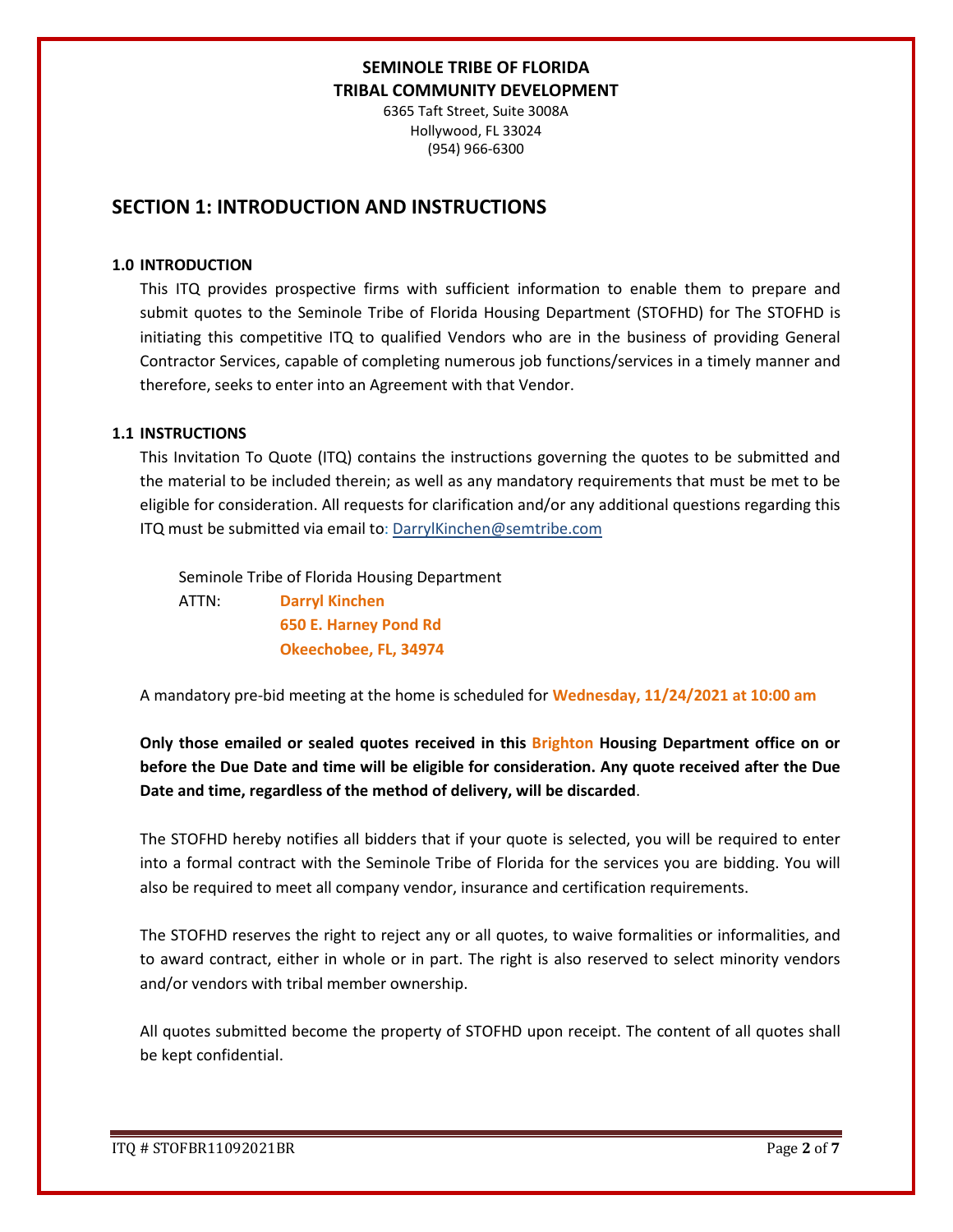**SEMINOLE TRIBE OF FLORIDA**
**TRIBAL COMMUNITY DEVELOPMENT**
6365 Taft Street, Suite 3008A
Hollywood, FL 33024
(954) 966-6300

## SECTION 1: INTRODUCTION AND INSTRUCTIONS

### 1.0 INTRODUCTION

This ITQ provides prospective firms with sufficient information to enable them to prepare and submit quotes to the Seminole Tribe of Florida Housing Department (STOFHD) for The STOFHD is initiating this competitive ITQ to qualified Vendors who are in the business of providing General Contractor Services, capable of completing numerous job functions/services in a timely manner and therefore, seeks to enter into an Agreement with that Vendor.

### 1.1 INSTRUCTIONS

This Invitation To Quote (ITQ) contains the instructions governing the quotes to be submitted and the material to be included therein; as well as any mandatory requirements that must be met to be eligible for consideration. All requests for clarification and/or any additional questions regarding this ITQ must be submitted via email to: DarrylKinchen@semtribe.com

Seminole Tribe of Florida Housing Department
ATTN: **Darryl Kinchen**
**650 E. Harney Pond Rd**
**Okeechobee, FL, 34974**

A mandatory pre-bid meeting at the home is scheduled for **Wednesday, 11/24/2021 at 10:00 am**

**Only those emailed or sealed quotes received in this Brighton Housing Department office on or before the Due Date and time will be eligible for consideration. Any quote received after the Due Date and time, regardless of the method of delivery, will be discarded**.

The STOFHD hereby notifies all bidders that if your quote is selected, you will be required to enter into a formal contract with the Seminole Tribe of Florida for the services you are bidding. You will also be required to meet all company vendor, insurance and certification requirements.

The STOFHD reserves the right to reject any or all quotes, to waive formalities or informalities, and to award contract, either in whole or in part. The right is also reserved to select minority vendors and/or vendors with tribal member ownership.

All quotes submitted become the property of STOFHD upon receipt. The content of all quotes shall be kept confidential.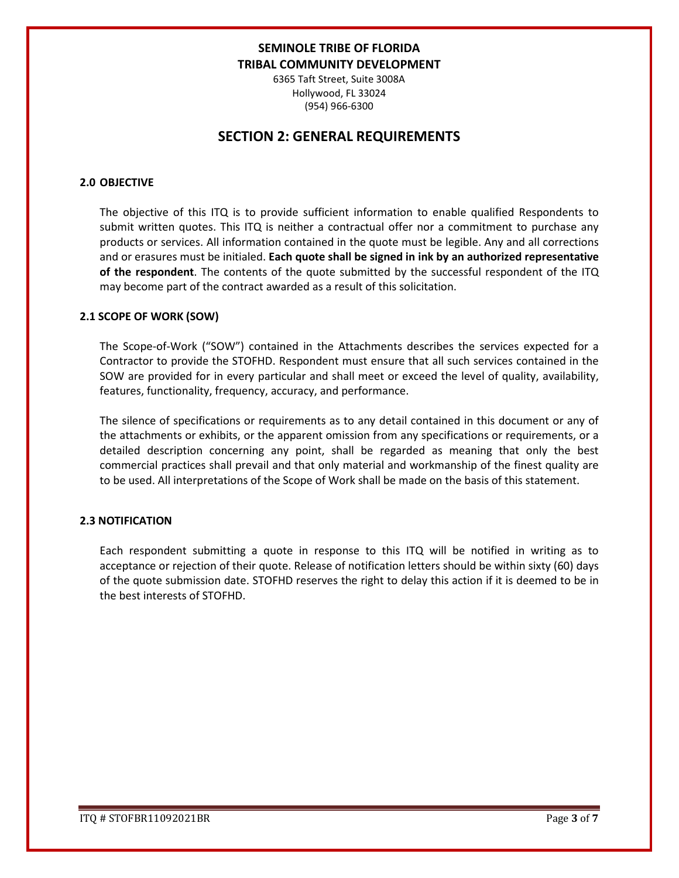**SEMINOLE TRIBE OF FLORIDA**
**TRIBAL COMMUNITY DEVELOPMENT**

6365 Taft Street, Suite 3008A
Hollywood, FL 33024
(954) 966-6300

# SECTION 2: GENERAL REQUIREMENTS

## 2.0 OBJECTIVE

The objective of this ITQ is to provide sufficient information to enable qualified Respondents to submit written quotes. This ITQ is neither a contractual offer nor a commitment to purchase any products or services. All information contained in the quote must be legible. Any and all corrections and or erasures must be initialed. **Each quote shall be signed in ink by an authorized representative of the respondent**. The contents of the quote submitted by the successful respondent of the ITQ may become part of the contract awarded as a result of this solicitation.

## 2.1 SCOPE OF WORK (SOW)

The Scope-of-Work ("SOW") contained in the Attachments describes the services expected for a Contractor to provide the STOFHD. Respondent must ensure that all such services contained in the SOW are provided for in every particular and shall meet or exceed the level of quality, availability, features, functionality, frequency, accuracy, and performance.

The silence of specifications or requirements as to any detail contained in this document or any of the attachments or exhibits, or the apparent omission from any specifications or requirements, or a detailed description concerning any point, shall be regarded as meaning that only the best commercial practices shall prevail and that only material and workmanship of the finest quality are to be used. All interpretations of the Scope of Work shall be made on the basis of this statement.

## 2.3 NOTIFICATION

Each respondent submitting a quote in response to this ITQ will be notified in writing as to acceptance or rejection of their quote. Release of notification letters should be within sixty (60) days of the quote submission date. STOFHD reserves the right to delay this action if it is deemed to be in the best interests of STOFHD.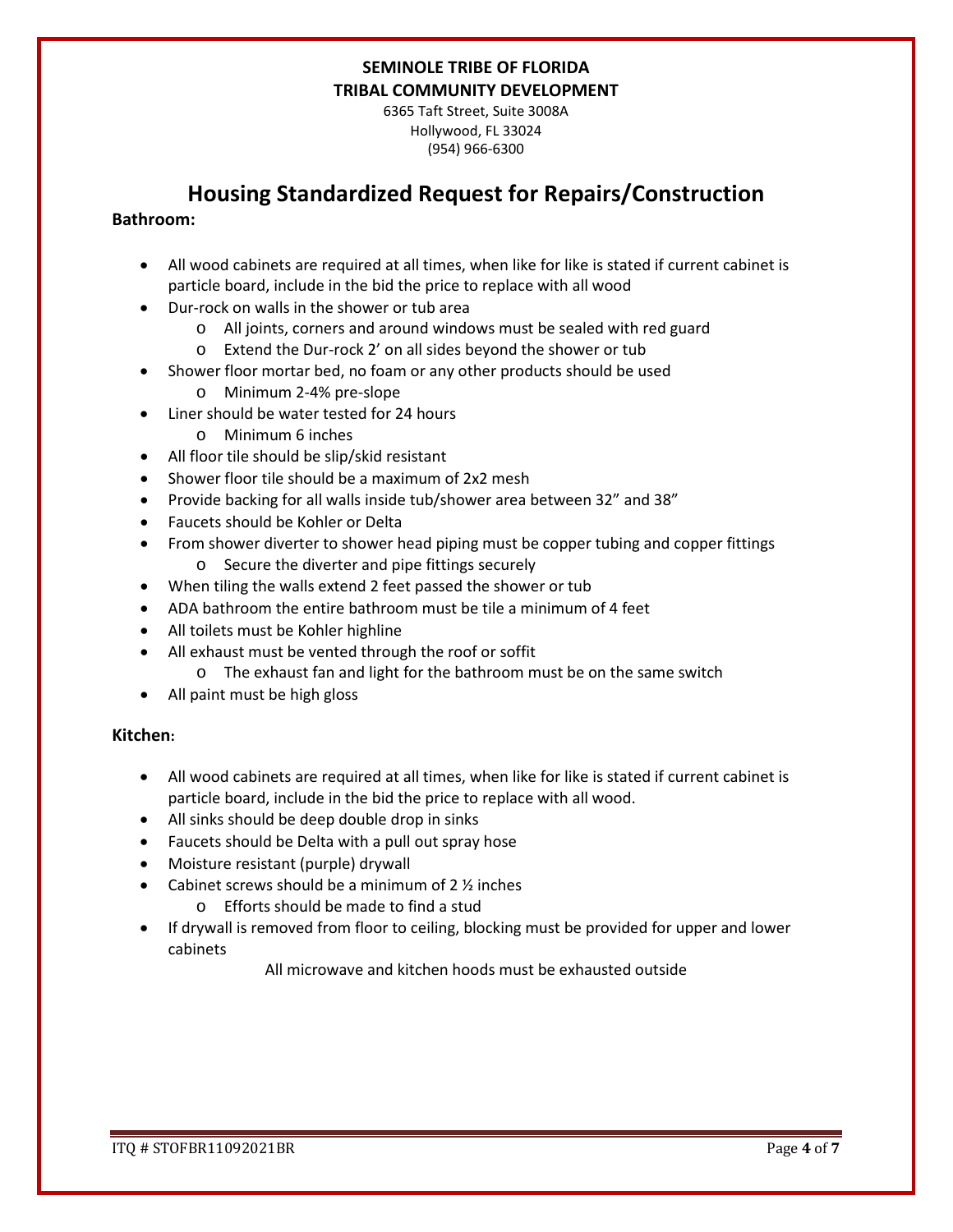**SEMINOLE TRIBE OF FLORIDA**
**TRIBAL COMMUNITY DEVELOPMENT**
6365 Taft Street, Suite 3008A
Hollywood, FL 33024
(954) 966-6300

# Housing Standardized Request for Repairs/Construction

**Bathroom:**

- All wood cabinets are required at all times, when like for like is stated if current cabinet is particle board, include in the bid the price to replace with all wood
- Dur-rock on walls in the shower or tub area
  - All joints, corners and around windows must be sealed with red guard
  - Extend the Dur-rock 2' on all sides beyond the shower or tub
- Shower floor mortar bed, no foam or any other products should be used
  - Minimum 2-4% pre-slope
- Liner should be water tested for 24 hours
  - Minimum 6 inches
- All floor tile should be slip/skid resistant
- Shower floor tile should be a maximum of 2x2 mesh
- Provide backing for all walls inside tub/shower area between 32" and 38"
- Faucets should be Kohler or Delta
- From shower diverter to shower head piping must be copper tubing and copper fittings
  - Secure the diverter and pipe fittings securely
- When tiling the walls extend 2 feet passed the shower or tub
- ADA bathroom the entire bathroom must be tile a minimum of 4 feet
- All toilets must be Kohler highline
- All exhaust must be vented through the roof or soffit
  - The exhaust fan and light for the bathroom must be on the same switch
- All paint must be high gloss

**Kitchen:**

- All wood cabinets are required at all times, when like for like is stated if current cabinet is particle board, include in the bid the price to replace with all wood.
- All sinks should be deep double drop in sinks
- Faucets should be Delta with a pull out spray hose
- Moisture resistant (purple) drywall
- Cabinet screws should be a minimum of 2 ½ inches
  - Efforts should be made to find a stud
- If drywall is removed from floor to ceiling, blocking must be provided for upper and lower cabinets

All microwave and kitchen hoods must be exhausted outside

ITQ # STOFBR11092021BR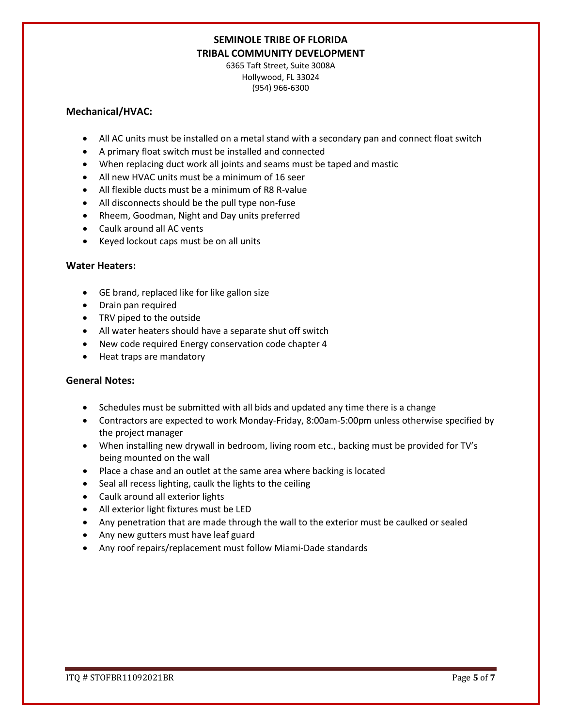**SEMINOLE TRIBE OF FLORIDA**
**TRIBAL COMMUNITY DEVELOPMENT**
6365 Taft Street, Suite 3008A
Hollywood, FL 33024
(954) 966-6300

### Mechanical/HVAC:

- All AC units must be installed on a metal stand with a secondary pan and connect float switch
- A primary float switch must be installed and connected
- When replacing duct work all joints and seams must be taped and mastic
- All new HVAC units must be a minimum of 16 seer
- All flexible ducts must be a minimum of R8 R-value
- All disconnects should be the pull type non-fuse
- Rheem, Goodman, Night and Day units preferred
- Caulk around all AC vents
- Keyed lockout caps must be on all units

### Water Heaters:

- GE brand, replaced like for like gallon size
- Drain pan required
- TRV piped to the outside
- All water heaters should have a separate shut off switch
- New code required Energy conservation code chapter 4
- Heat traps are mandatory

### General Notes:

- Schedules must be submitted with all bids and updated any time there is a change
- Contractors are expected to work Monday-Friday, 8:00am-5:00pm unless otherwise specified by the project manager
- When installing new drywall in bedroom, living room etc., backing must be provided for TV's being mounted on the wall
- Place a chase and an outlet at the same area where backing is located
- Seal all recess lighting, caulk the lights to the ceiling
- Caulk around all exterior lights
- All exterior light fixtures must be LED
- Any penetration that are made through the wall to the exterior must be caulked or sealed
- Any new gutters must have leaf guard
- Any roof repairs/replacement must follow Miami-Dade standards

ITQ # STOFBR11092021BR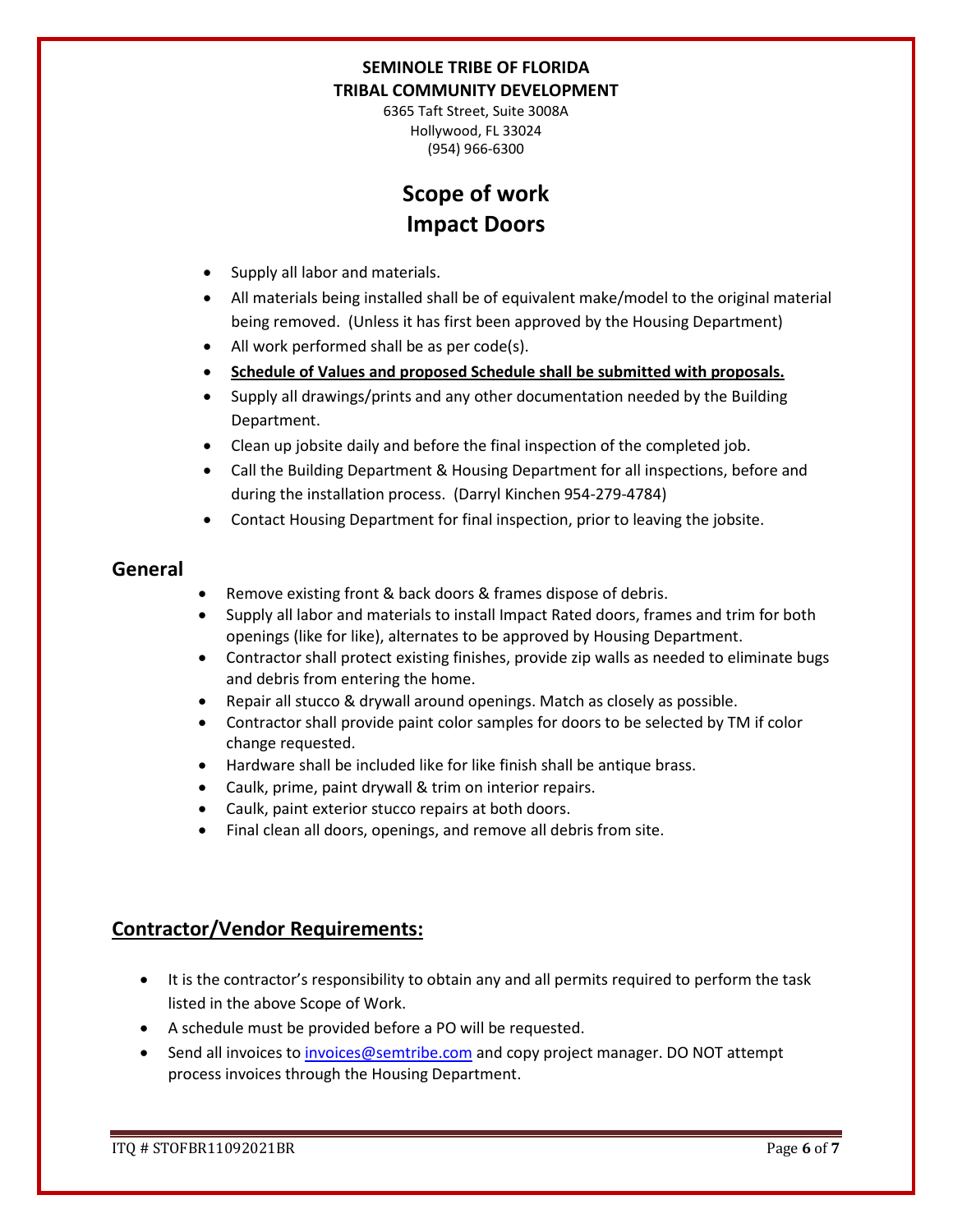**SEMINOLE TRIBE OF FLORIDA**
**TRIBAL COMMUNITY DEVELOPMENT**
6365 Taft Street, Suite 3008A
Hollywood, FL 33024
(954) 966-6300

# Scope of work
# Impact Doors

- Supply all labor and materials.
- All materials being installed shall be of equivalent make/model to the original material being removed. (Unless it has first been approved by the Housing Department)
- All work performed shall be as per code(s).
- **Schedule of Values and proposed Schedule shall be submitted with proposals.**
- Supply all drawings/prints and any other documentation needed by the Building Department.
- Clean up jobsite daily and before the final inspection of the completed job.
- Call the Building Department & Housing Department for all inspections, before and during the installation process. (Darryl Kinchen 954-279-4784)
- Contact Housing Department for final inspection, prior to leaving the jobsite.

## General

- Remove existing front & back doors & frames dispose of debris.
- Supply all labor and materials to install Impact Rated doors, frames and trim for both openings (like for like), alternates to be approved by Housing Department.
- Contractor shall protect existing finishes, provide zip walls as needed to eliminate bugs and debris from entering the home.
- Repair all stucco & drywall around openings. Match as closely as possible.
- Contractor shall provide paint color samples for doors to be selected by TM if color change requested.
- Hardware shall be included like for like finish shall be antique brass.
- Caulk, prime, paint drywall & trim on interior repairs.
- Caulk, paint exterior stucco repairs at both doors.
- Final clean all doors, openings, and remove all debris from site.

## Contractor/Vendor Requirements:

- It is the contractor's responsibility to obtain any and all permits required to perform the task listed in the above Scope of Work.
- A schedule must be provided before a PO will be requested.
- Send all invoices to invoices@semtribe.com and copy project manager. DO NOT attempt process invoices through the Housing Department.

ITQ # STOFBR11092021BR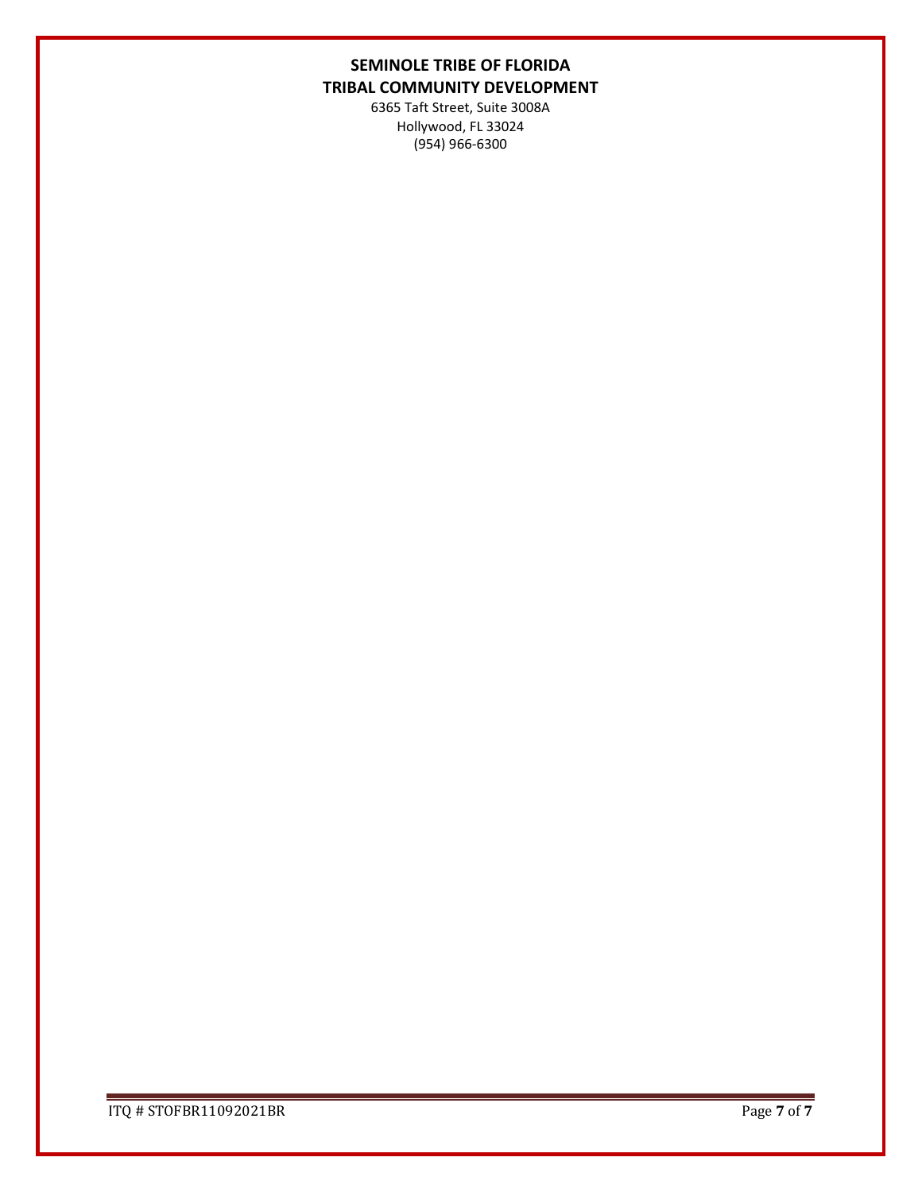**SEMINOLE TRIBE OF FLORIDA**
**TRIBAL COMMUNITY DEVELOPMENT**

6365 Taft Street, Suite 3008A
Hollywood, FL 33024
(954) 966-6300